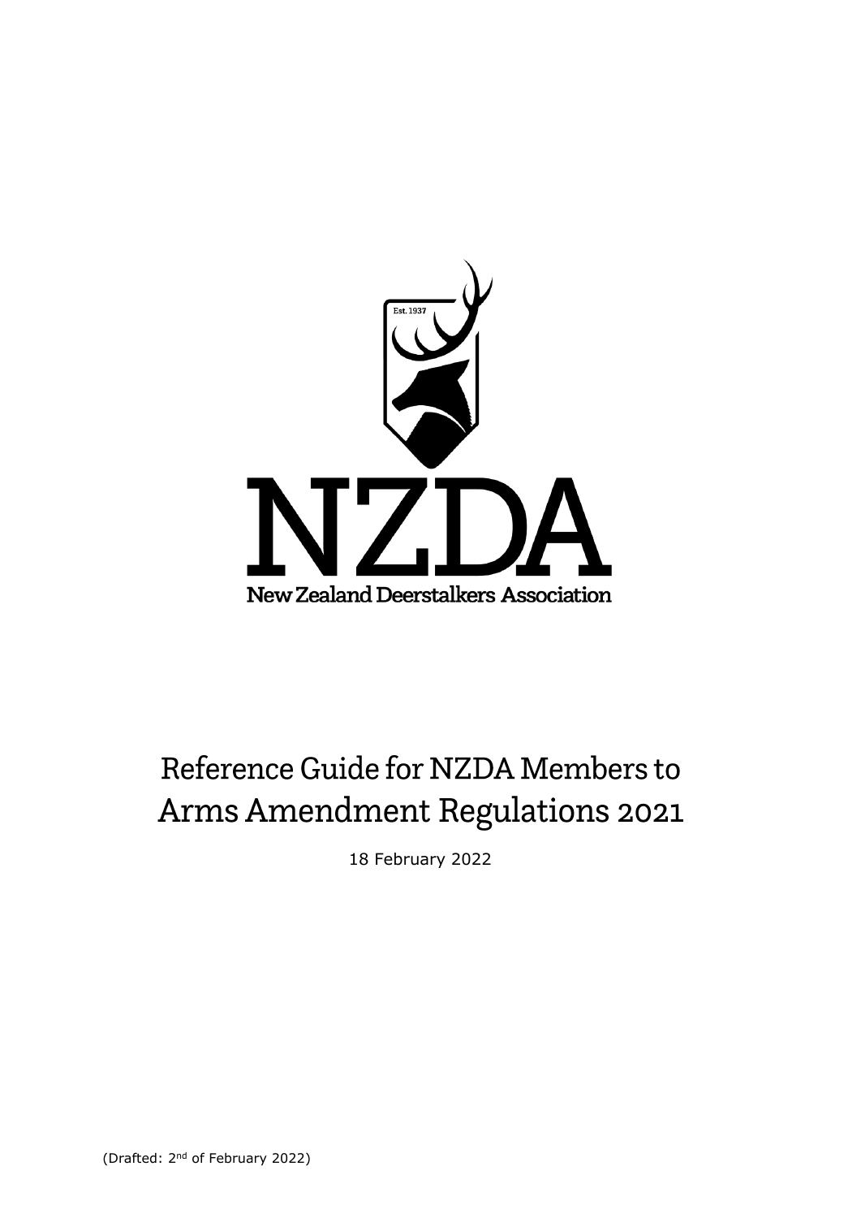Est. 1937

NZDA

New Zealand Deerstalkers Association

# Reference Guide for NZDA Members to Arms Amendment Regulations 2021

18 February 2022

(Drafted: 2nd of February 2022)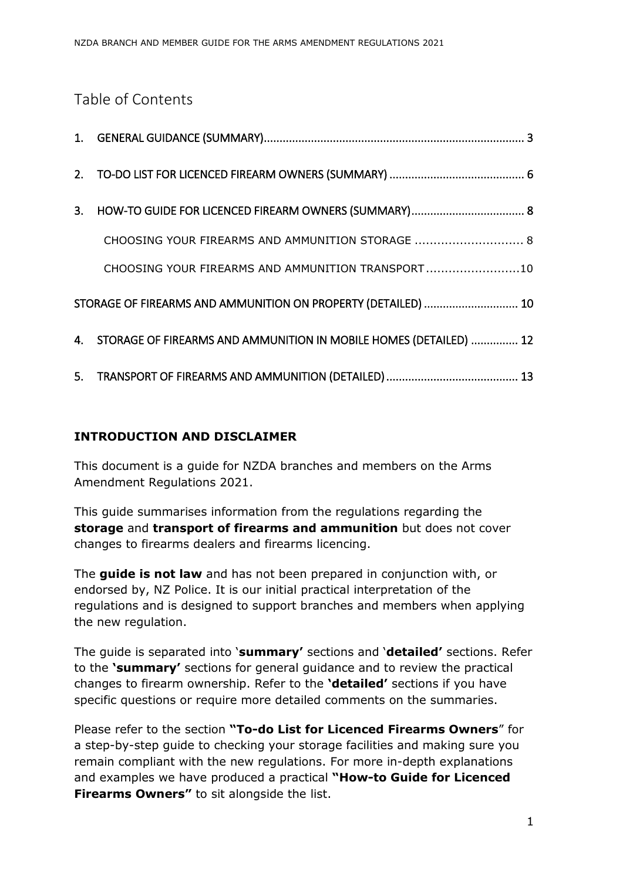## Table of Contents

1. GENERAL GUIDANCE (SUMMARY) .................................................................................. 3
2. TO-DO LIST FOR LICENCED FIREARM OWNERS (SUMMARY) .......................................... 6
3. HOW-TO GUIDE FOR LICENCED FIREARM OWNERS (SUMMARY) .................................... 8
   - CHOOSING YOUR FIREARMS AND AMMUNITION STORAGE ............................. 8
   - CHOOSING YOUR FIREARMS AND AMMUNITION TRANSPORT .........................10

STORAGE OF FIREARMS AND AMMUNITION ON PROPERTY (DETAILED) ............................. 10

4. STORAGE OF FIREARMS AND AMMUNITION IN MOBILE HOMES (DETAILED) .............. 12
5. TRANSPORT OF FIREARMS AND AMMUNITION (DETAILED) ......................................... 13

### INTRODUCTION AND DISCLAIMER

This document is a guide for NZDA branches and members on the Arms Amendment Regulations 2021.

This guide summarises information from the regulations regarding the **storage** and **transport of firearms and ammunition** but does not cover changes to firearms dealers and firearms licencing.

The **guide is not law** and has not been prepared in conjunction with, or endorsed by, NZ Police. It is our initial practical interpretation of the regulations and is designed to support branches and members when applying the new regulation.

The guide is separated into '**summary'** sections and '**detailed'** sections. Refer to the **'summary'** sections for general guidance and to review the practical changes to firearm ownership. Refer to the **'detailed'** sections if you have specific questions or require more detailed comments on the summaries.

Please refer to the section **"To-do List for Licenced Firearms Owners**" for a step-by-step guide to checking your storage facilities and making sure you remain compliant with the new regulations. For more in-depth explanations and examples we have produced a practical **"How-to Guide for Licenced Firearms Owners"** to sit alongside the list.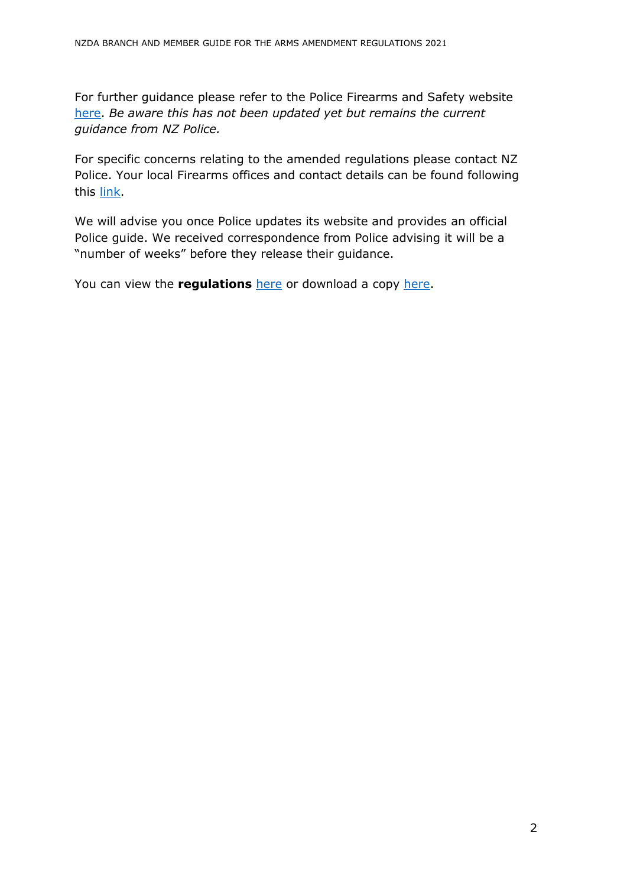For further guidance please refer to the Police Firearms and Safety website here. *Be aware this has not been updated yet but remains the current guidance from NZ Police.*

For specific concerns relating to the amended regulations please contact NZ Police. Your local Firearms offices and contact details can be found following this link.

We will advise you once Police updates its website and provides an official Police guide. We received correspondence from Police advising it will be a "number of weeks" before they release their guidance.

You can view the **regulations** here or download a copy here.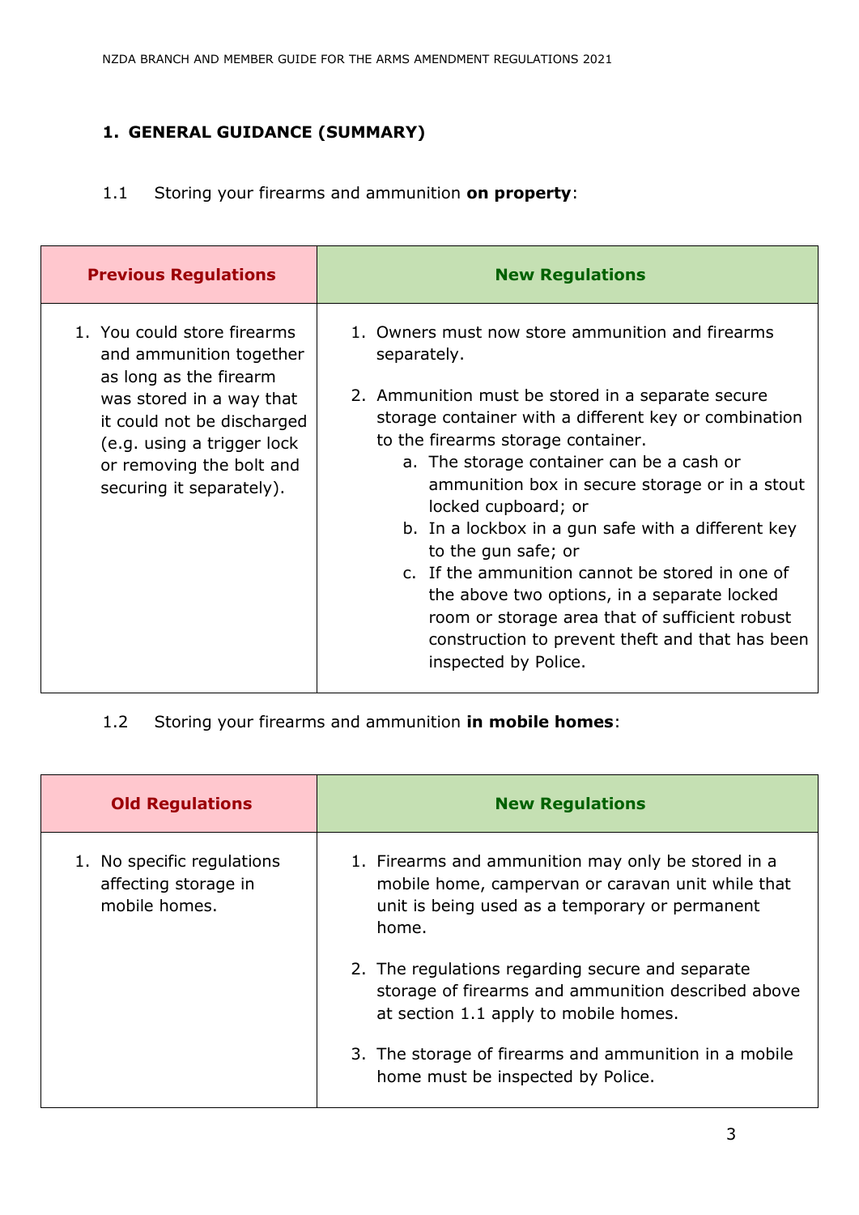## 1. GENERAL GUIDANCE (SUMMARY)

1.1 Storing your firearms and ammunition **on property**:

| Previous Regulations | New Regulations |
|---|---|
| 1. You could store firearms and ammunition together as long as the firearm was stored in a way that it could not be discharged (e.g. using a trigger lock or removing the bolt and securing it separately). | 1. Owners must now store ammunition and firearms separately.<br><br>2. Ammunition must be stored in a separate secure storage container with a different key or combination to the firearms storage container.<br>a. The storage container can be a cash or ammunition box in secure storage or in a stout locked cupboard; or<br>b. In a lockbox in a gun safe with a different key to the gun safe; or<br>c. If the ammunition cannot be stored in one of the above two options, in a separate locked room or storage area that of sufficient robust construction to prevent theft and that has been inspected by Police. |

1.2 Storing your firearms and ammunition **in mobile homes**:

| Old Regulations | New Regulations |
|---|---|
| 1. No specific regulations affecting storage in mobile homes. | 1. Firearms and ammunition may only be stored in a mobile home, campervan or caravan unit while that unit is being used as a temporary or permanent home.<br><br>2. The regulations regarding secure and separate storage of firearms and ammunition described above at section 1.1 apply to mobile homes.<br><br>3. The storage of firearms and ammunition in a mobile home must be inspected by Police. |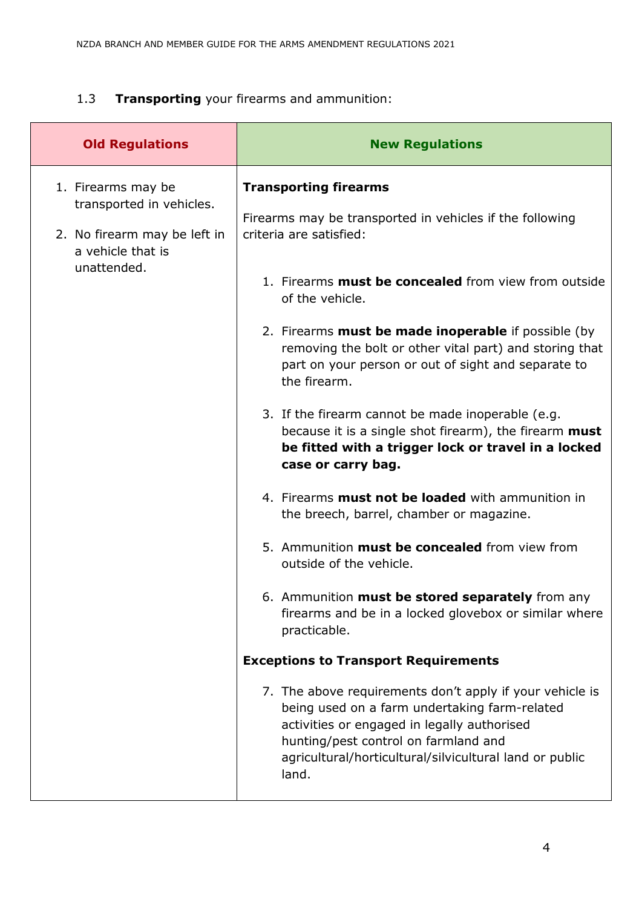1.3 **Transporting** your firearms and ammunition:

| **Old Regulations** | **New Regulations** |
|---|---|
| 1. Firearms may be transported in vehicles.<br><br>2. No firearm may be left in a vehicle that is unattended. | **Transporting firearms**<br><br>Firearms may be transported in vehicles if the following criteria are satisfied:<br><br>1. Firearms **must be concealed** from view from outside of the vehicle.<br><br>2. Firearms **must be made inoperable** if possible (by removing the bolt or other vital part) and storing that part on your person or out of sight and separate to the firearm.<br><br>3. If the firearm cannot be made inoperable (e.g. because it is a single shot firearm), the firearm **must be fitted with a trigger lock or travel in a locked case or carry bag.**<br><br>4. Firearms **must not be loaded** with ammunition in the breech, barrel, chamber or magazine.<br><br>5. Ammunition **must be concealed** from view from outside of the vehicle.<br><br>6. Ammunition **must be stored separately** from any firearms and be in a locked glovebox or similar where practicable.<br><br>**Exceptions to Transport Requirements**<br><br>7. The above requirements don't apply if your vehicle is being used on a farm undertaking farm-related activities or engaged in legally authorised hunting/pest control on farmland and agricultural/horticultural/silvicultural land or public land. |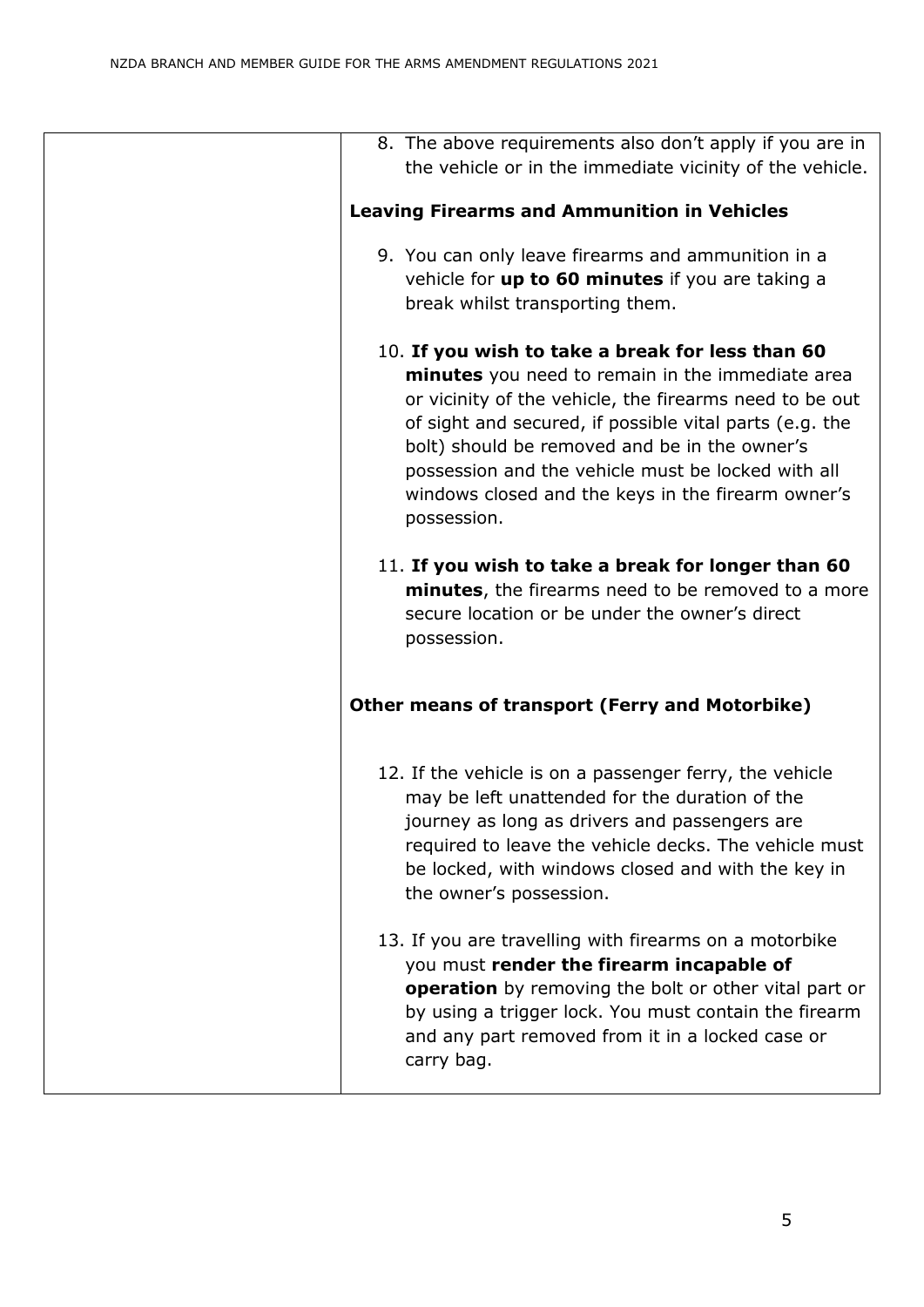| | 8. The above requirements also don't apply if you are in the vehicle or in the immediate vicinity of the vehicle.<br><br>**Leaving Firearms and Ammunition in Vehicles**<br><br>9. You can only leave firearms and ammunition in a vehicle for **up to 60 minutes** if you are taking a break whilst transporting them.<br><br>10. **If you wish to take a break for less than 60 minutes** you need to remain in the immediate area or vicinity of the vehicle, the firearms need to be out of sight and secured, if possible vital parts (e.g. the bolt) should be removed and be in the owner's possession and the vehicle must be locked with all windows closed and the keys in the firearm owner's possession.<br><br>11. **If you wish to take a break for longer than 60 minutes**, the firearms need to be removed to a more secure location or be under the owner's direct possession.<br><br>**Other means of transport (Ferry and Motorbike)**<br><br>12. If the vehicle is on a passenger ferry, the vehicle may be left unattended for the duration of the journey as long as drivers and passengers are required to leave the vehicle decks. The vehicle must be locked, with windows closed and with the key in the owner's possession.<br><br>13. If you are travelling with firearms on a motorbike you must **render the firearm incapable of operation** by removing the bolt or other vital part or by using a trigger lock. You must contain the firearm and any part removed from it in a locked case or carry bag. |
|---|---|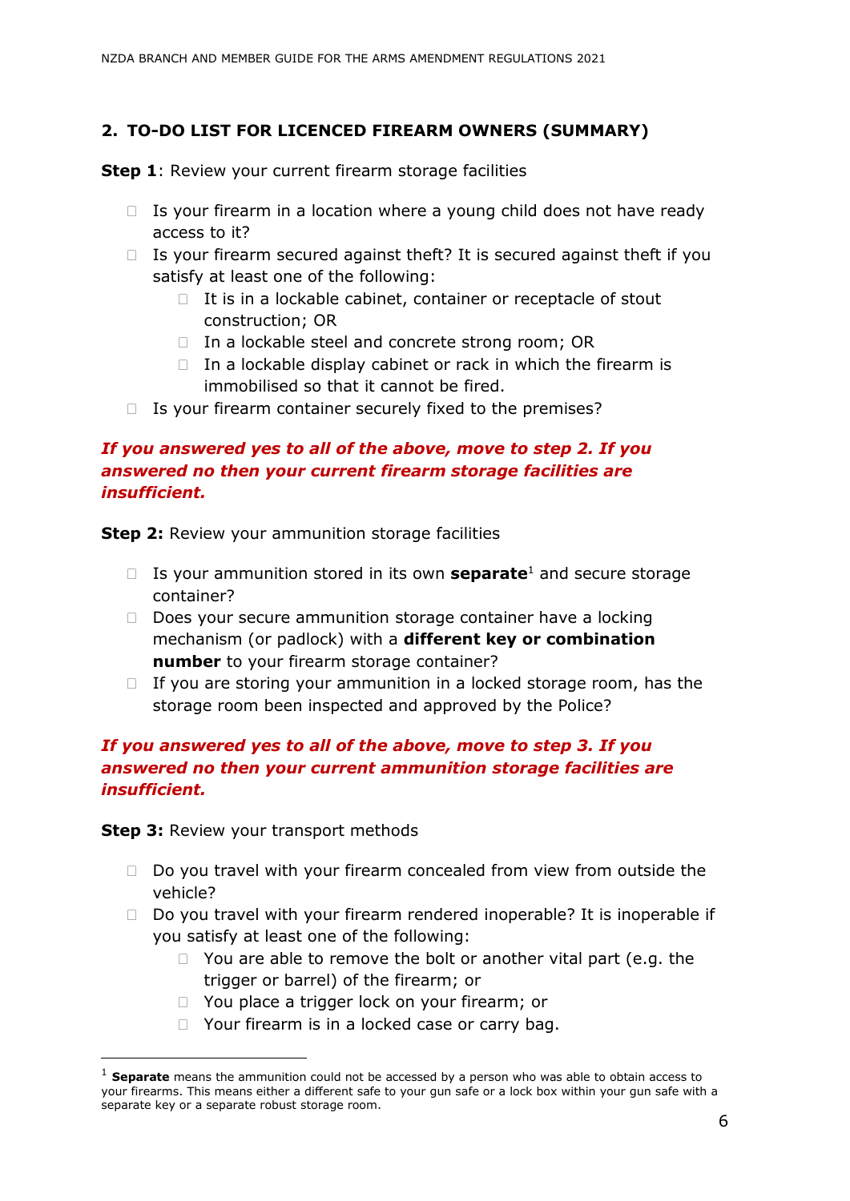## 2. TO-DO LIST FOR LICENCED FIREARM OWNERS (SUMMARY)

**Step 1**: Review your current firearm storage facilities

- Is your firearm in a location where a young child does not have ready access to it?
- Is your firearm secured against theft? It is secured against theft if you satisfy at least one of the following:
  - It is in a lockable cabinet, container or receptacle of stout construction; OR
  - In a lockable steel and concrete strong room; OR
  - In a lockable display cabinet or rack in which the firearm is immobilised so that it cannot be fired.
- Is your firearm container securely fixed to the premises?

***If you answered yes to all of the above, move to step 2. If you answered no then your current firearm storage facilities are insufficient.***

**Step 2:** Review your ammunition storage facilities

- Is your ammunition stored in its own **separate**[1] and secure storage container?
- Does your secure ammunition storage container have a locking mechanism (or padlock) with a **different key or combination number** to your firearm storage container?
- If you are storing your ammunition in a locked storage room, has the storage room been inspected and approved by the Police?

***If you answered yes to all of the above, move to step 3. If you answered no then your current ammunition storage facilities are insufficient.***

**Step 3:** Review your transport methods

- Do you travel with your firearm concealed from view from outside the vehicle?
- Do you travel with your firearm rendered inoperable? It is inoperable if you satisfy at least one of the following:
  - You are able to remove the bolt or another vital part (e.g. the trigger or barrel) of the firearm; or
  - You place a trigger lock on your firearm; or
  - Your firearm is in a locked case or carry bag.

[1] **Separate** means the ammunition could not be accessed by a person who was able to obtain access to your firearms. This means either a different safe to your gun safe or a lock box within your gun safe with a separate key or a separate robust storage room.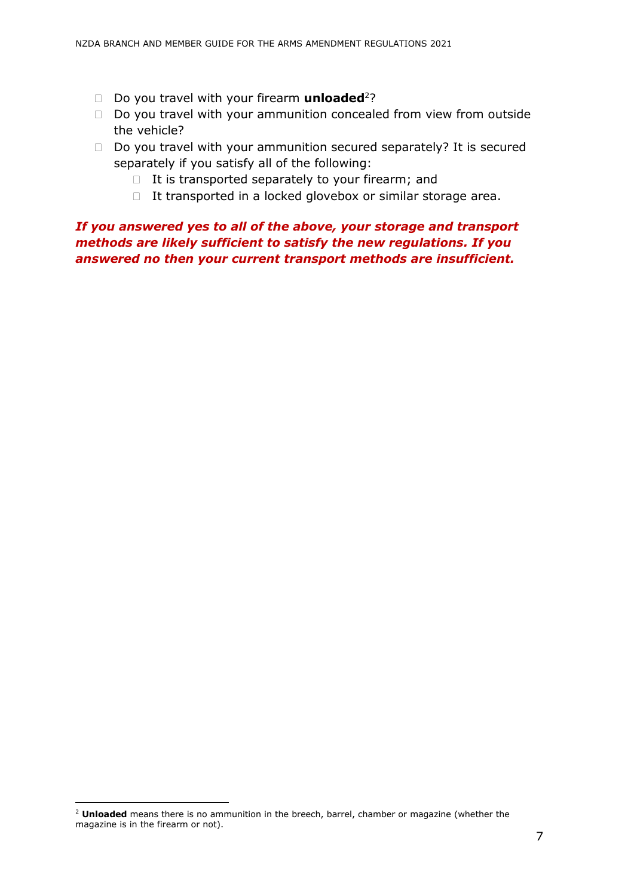- Do you travel with your firearm **unloaded**[2]?
- Do you travel with your ammunition concealed from view from outside the vehicle?
- Do you travel with your ammunition secured separately? It is secured separately if you satisfy all of the following:
  - It is transported separately to your firearm; and
  - It transported in a locked glovebox or similar storage area.

***If you answered yes to all of the above, your storage and transport methods are likely sufficient to satisfy the new regulations. If you answered no then your current transport methods are insufficient.***

[2] **Unloaded** means there is no ammunition in the breech, barrel, chamber or magazine (whether the magazine is in the firearm or not).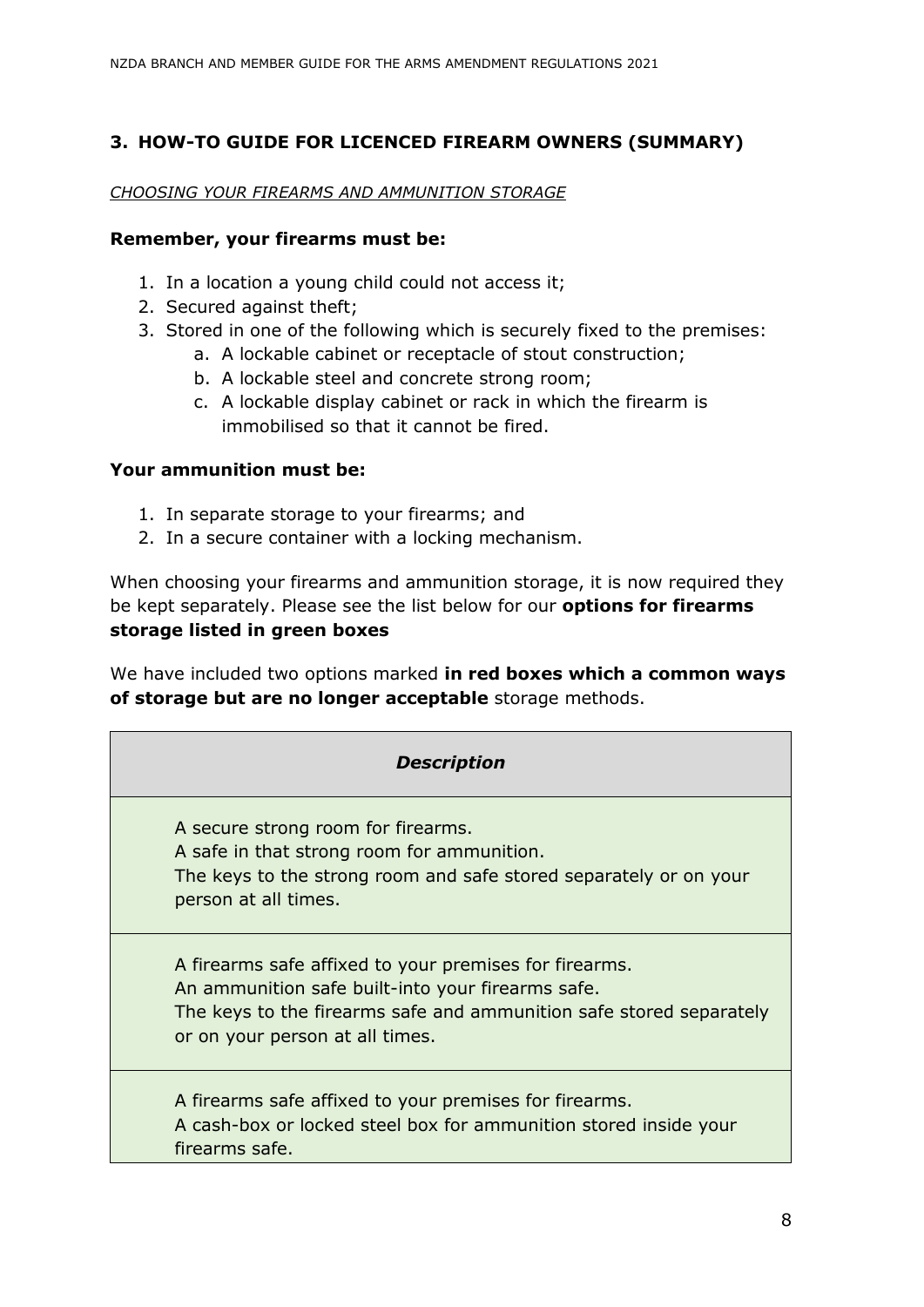## 3. HOW-TO GUIDE FOR LICENCED FIREARM OWNERS (SUMMARY)

*CHOOSING YOUR FIREARMS AND AMMUNITION STORAGE*

**Remember, your firearms must be:**

1. In a location a young child could not access it;
2. Secured against theft;
3. Stored in one of the following which is securely fixed to the premises:
   a. A lockable cabinet or receptacle of stout construction;
   b. A lockable steel and concrete strong room;
   c. A lockable display cabinet or rack in which the firearm is immobilised so that it cannot be fired.

**Your ammunition must be:**

1. In separate storage to your firearms; and
2. In a secure container with a locking mechanism.

When choosing your firearms and ammunition storage, it is now required they be kept separately. Please see the list below for our **options for firearms storage listed in green boxes**

We have included two options marked **in red boxes which a common ways of storage but are no longer acceptable** storage methods.

| *Description* |
| --- |
| A secure strong room for firearms.<br>A safe in that strong room for ammunition.<br>The keys to the strong room and safe stored separately or on your person at all times. |
| A firearms safe affixed to your premises for firearms.<br>An ammunition safe built-into your firearms safe.<br>The keys to the firearms safe and ammunition safe stored separately or on your person at all times. |
| A firearms safe affixed to your premises for firearms.<br>A cash-box or locked steel box for ammunition stored inside your firearms safe. |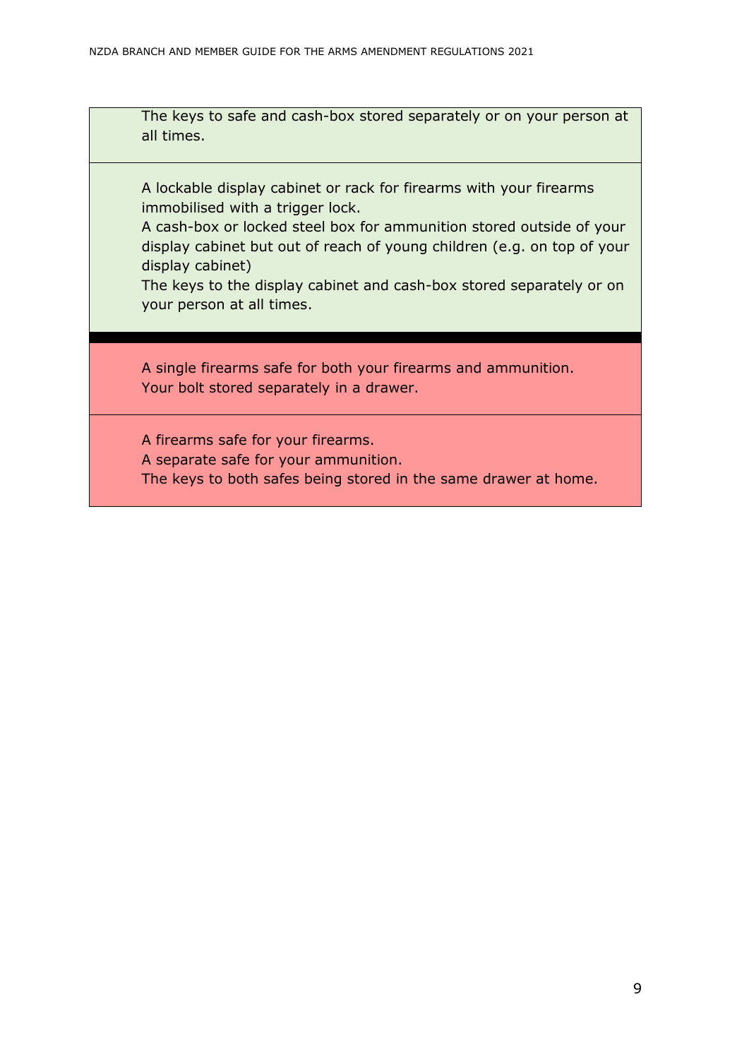| |
|---|
| The keys to safe and cash-box stored separately or on your person at all times. |
| A lockable display cabinet or rack for firearms with your firearms immobilised with a trigger lock.<br>A cash-box or locked steel box for ammunition stored outside of your display cabinet but out of reach of young children (e.g. on top of your display cabinet)<br>The keys to the display cabinet and cash-box stored separately or on your person at all times. |
| A single firearms safe for both your firearms and ammunition.<br>Your bolt stored separately in a drawer. |
| A firearms safe for your firearms.<br>A separate safe for your ammunition.<br>The keys to both safes being stored in the same drawer at home. |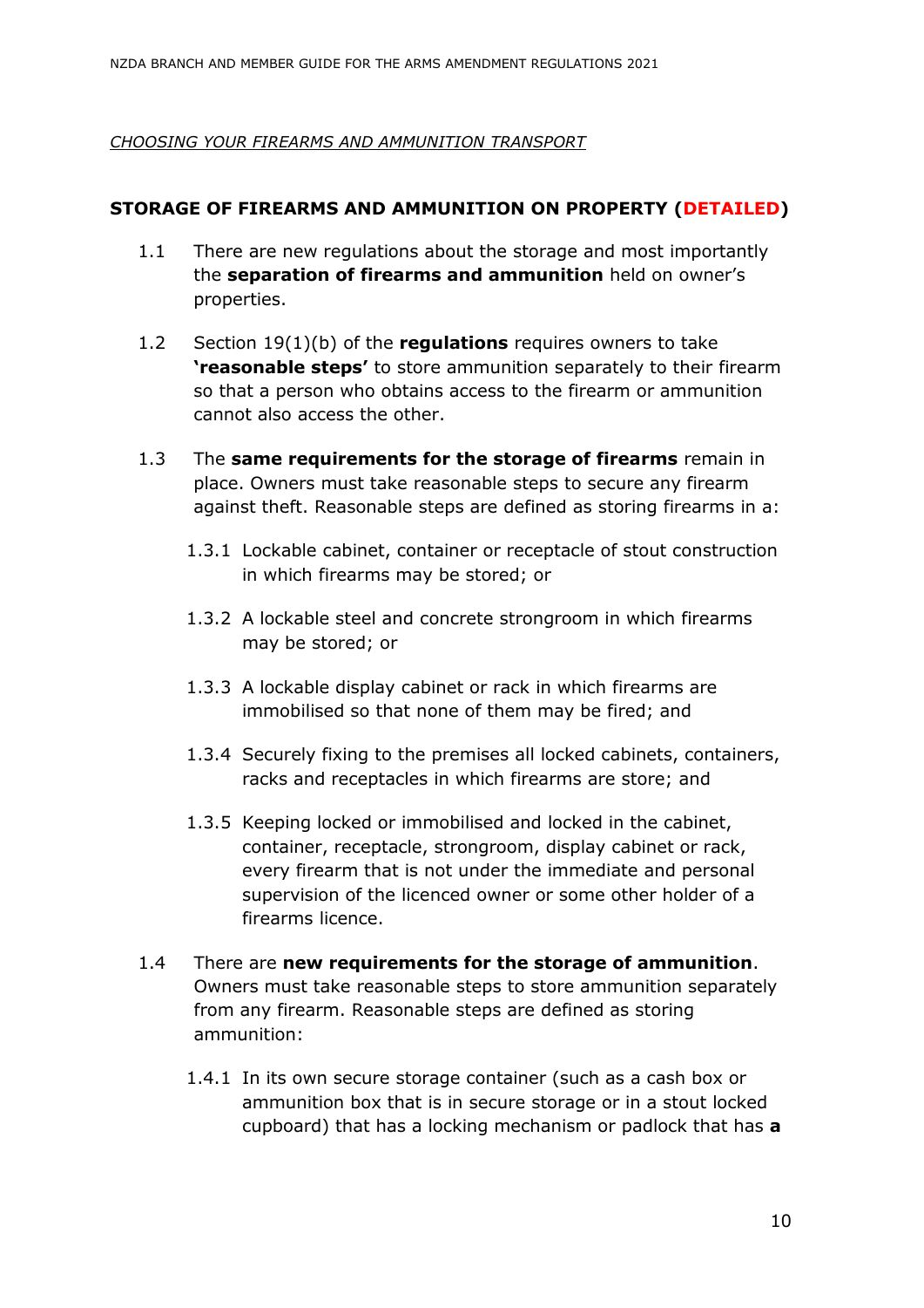*CHOOSING YOUR FIREARMS AND AMMUNITION TRANSPORT*

## STORAGE OF FIREARMS AND AMMUNITION ON PROPERTY (DETAILED)

1.1 There are new regulations about the storage and most importantly the **separation of firearms and ammunition** held on owner's properties.

1.2 Section 19(1)(b) of the **regulations** requires owners to take **'reasonable steps'** to store ammunition separately to their firearm so that a person who obtains access to the firearm or ammunition cannot also access the other.

1.3 The **same requirements for the storage of firearms** remain in place. Owners must take reasonable steps to secure any firearm against theft. Reasonable steps are defined as storing firearms in a:

- 1.3.1 Lockable cabinet, container or receptacle of stout construction in which firearms may be stored; or
- 1.3.2 A lockable steel and concrete strongroom in which firearms may be stored; or
- 1.3.3 A lockable display cabinet or rack in which firearms are immobilised so that none of them may be fired; and
- 1.3.4 Securely fixing to the premises all locked cabinets, containers, racks and receptacles in which firearms are store; and
- 1.3.5 Keeping locked or immobilised and locked in the cabinet, container, receptacle, strongroom, display cabinet or rack, every firearm that is not under the immediate and personal supervision of the licenced owner or some other holder of a firearms licence.

1.4 There are **new requirements for the storage of ammunition**. Owners must take reasonable steps to store ammunition separately from any firearm. Reasonable steps are defined as storing ammunition:

- 1.4.1 In its own secure storage container (such as a cash box or ammunition box that is in secure storage or in a stout locked cupboard) that has a locking mechanism or padlock that has **a**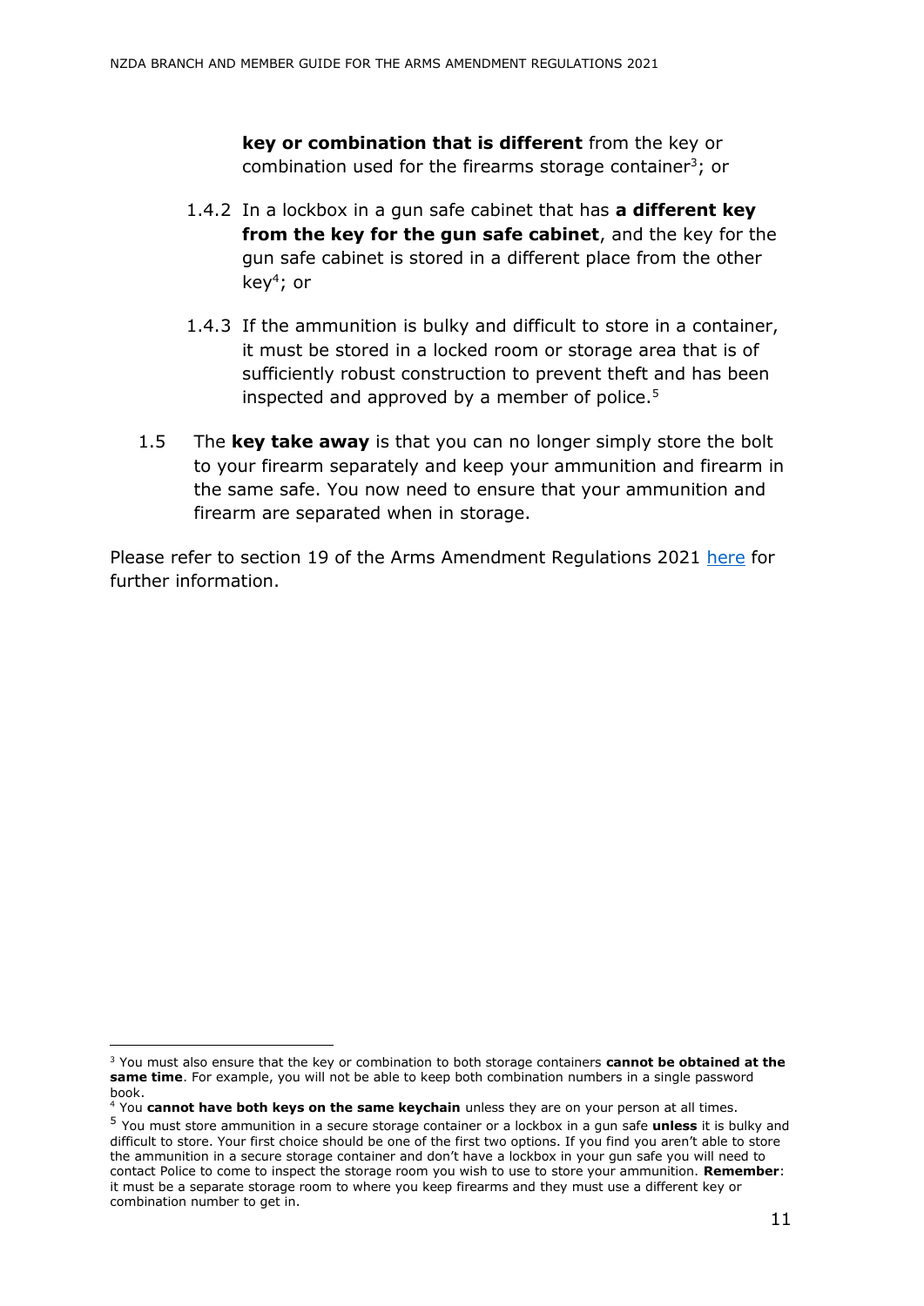**key or combination that is different** from the key or combination used for the firearms storage container[3]; or

1.4.2 In a lockbox in a gun safe cabinet that has **a different key from the key for the gun safe cabinet**, and the key for the gun safe cabinet is stored in a different place from the other key[4]; or

1.4.3 If the ammunition is bulky and difficult to store in a container, it must be stored in a locked room or storage area that is of sufficiently robust construction to prevent theft and has been inspected and approved by a member of police.[5]

1.5 The **key take away** is that you can no longer simply store the bolt to your firearm separately and keep your ammunition and firearm in the same safe. You now need to ensure that your ammunition and firearm are separated when in storage.

Please refer to section 19 of the Arms Amendment Regulations 2021 [here](here) for further information.

---

[3] You must also ensure that the key or combination to both storage containers **cannot be obtained at the same time**. For example, you will not be able to keep both combination numbers in a single password book.

[4] You **cannot have both keys on the same keychain** unless they are on your person at all times.

[5] You must store ammunition in a secure storage container or a lockbox in a gun safe **unless** it is bulky and difficult to store. Your first choice should be one of the first two options. If you find you aren't able to store the ammunition in a secure storage container and don't have a lockbox in your gun safe you will need to contact Police to come to inspect the storage room you wish to use to store your ammunition. **Remember**: it must be a separate storage room to where you keep firearms and they must use a different key or combination number to get in.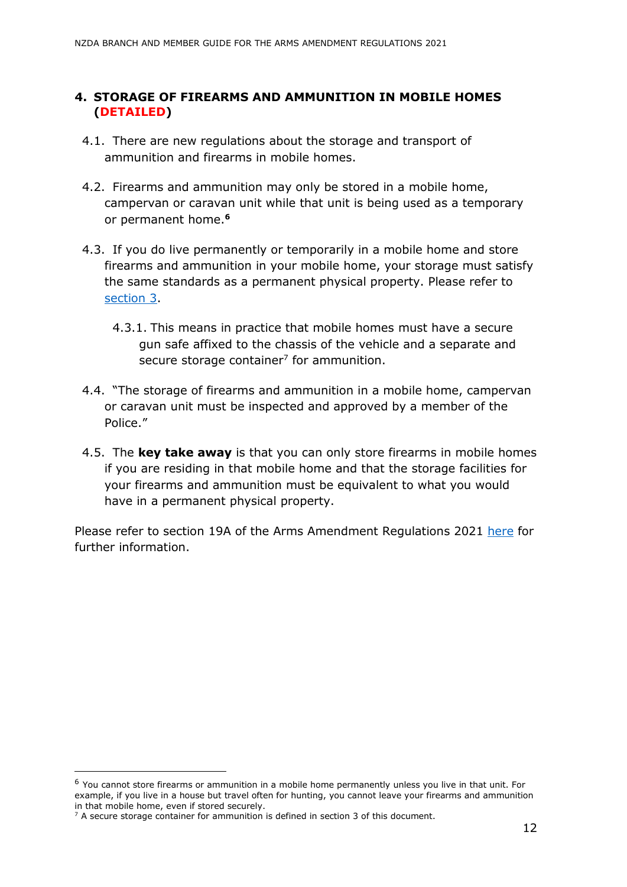## 4. STORAGE OF FIREARMS AND AMMUNITION IN MOBILE HOMES (DETAILED)

4.1. There are new regulations about the storage and transport of ammunition and firearms in mobile homes.

4.2. Firearms and ammunition may only be stored in a mobile home, campervan or caravan unit while that unit is being used as a temporary or permanent home.[6]

4.3. If you do live permanently or temporarily in a mobile home and store firearms and ammunition in your mobile home, your storage must satisfy the same standards as a permanent physical property. Please refer to section 3.

4.3.1. This means in practice that mobile homes must have a secure gun safe affixed to the chassis of the vehicle and a separate and secure storage container[7] for ammunition.

4.4. "The storage of firearms and ammunition in a mobile home, campervan or caravan unit must be inspected and approved by a member of the Police."

4.5. The **key take away** is that you can only store firearms in mobile homes if you are residing in that mobile home and that the storage facilities for your firearms and ammunition must be equivalent to what you would have in a permanent physical property.

Please refer to section 19A of the Arms Amendment Regulations 2021 here for further information.

---

[6] You cannot store firearms or ammunition in a mobile home permanently unless you live in that unit. For example, if you live in a house but travel often for hunting, you cannot leave your firearms and ammunition in that mobile home, even if stored securely.

[7] A secure storage container for ammunition is defined in section 3 of this document.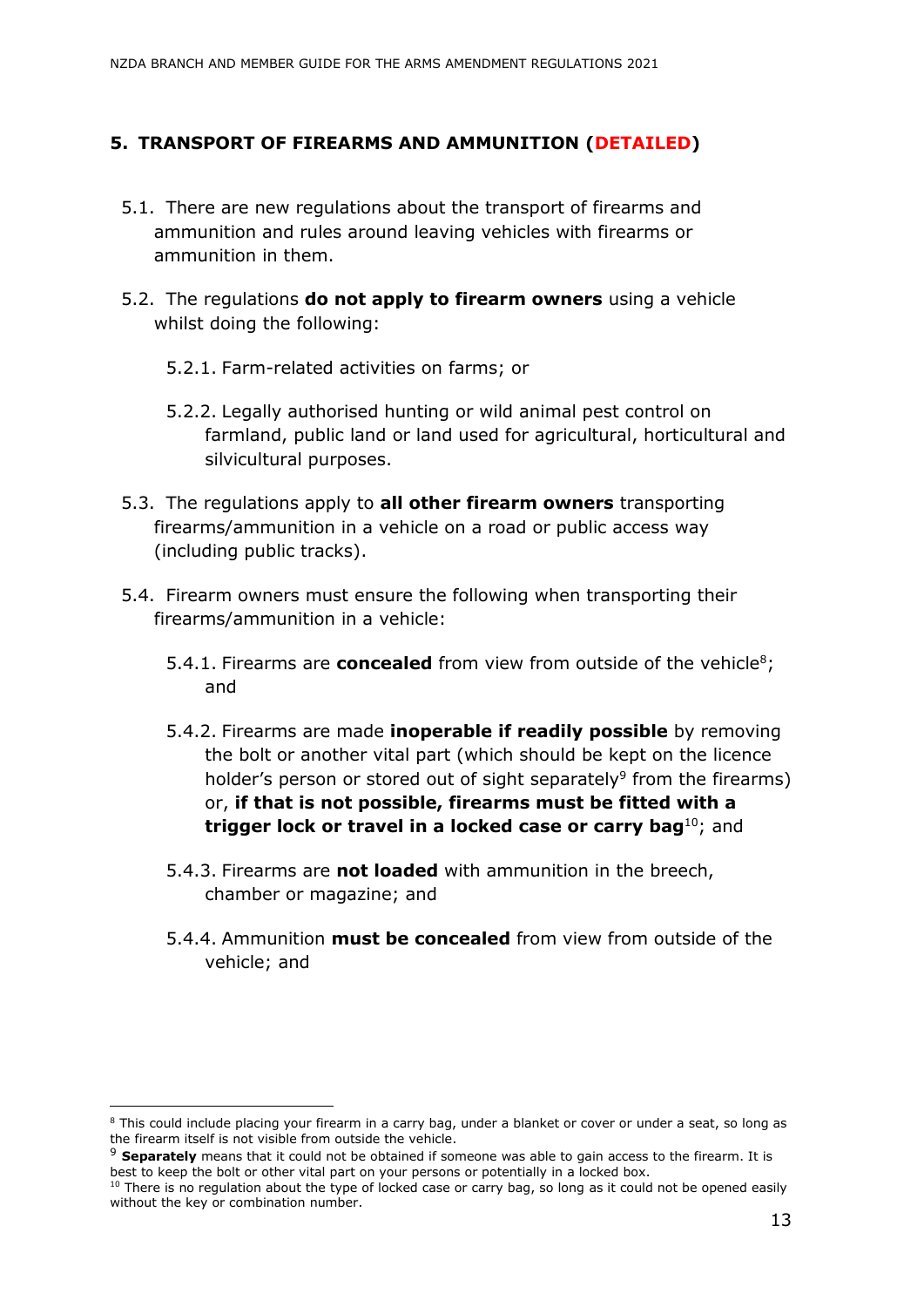## 5. TRANSPORT OF FIREARMS AND AMMUNITION (DETAILED)

5.1. There are new regulations about the transport of firearms and ammunition and rules around leaving vehicles with firearms or ammunition in them.

5.2. The regulations **do not apply to firearm owners** using a vehicle whilst doing the following:

5.2.1. Farm-related activities on farms; or

5.2.2. Legally authorised hunting or wild animal pest control on farmland, public land or land used for agricultural, horticultural and silvicultural purposes.

5.3. The regulations apply to **all other firearm owners** transporting firearms/ammunition in a vehicle on a road or public access way (including public tracks).

5.4. Firearm owners must ensure the following when transporting their firearms/ammunition in a vehicle:

5.4.1. Firearms are **concealed** from view from outside of the vehicle[8]; and

5.4.2. Firearms are made **inoperable if readily possible** by removing the bolt or another vital part (which should be kept on the licence holder's person or stored out of sight separately[9] from the firearms) or, **if that is not possible, firearms must be fitted with a trigger lock or travel in a locked case or carry bag**[10]; and

5.4.3. Firearms are **not loaded** with ammunition in the breech, chamber or magazine; and

5.4.4. Ammunition **must be concealed** from view from outside of the vehicle; and

---

[8] This could include placing your firearm in a carry bag, under a blanket or cover or under a seat, so long as the firearm itself is not visible from outside the vehicle.

[9] **Separately** means that it could not be obtained if someone was able to gain access to the firearm. It is best to keep the bolt or other vital part on your persons or potentially in a locked box.

[10] There is no regulation about the type of locked case or carry bag, so long as it could not be opened easily without the key or combination number.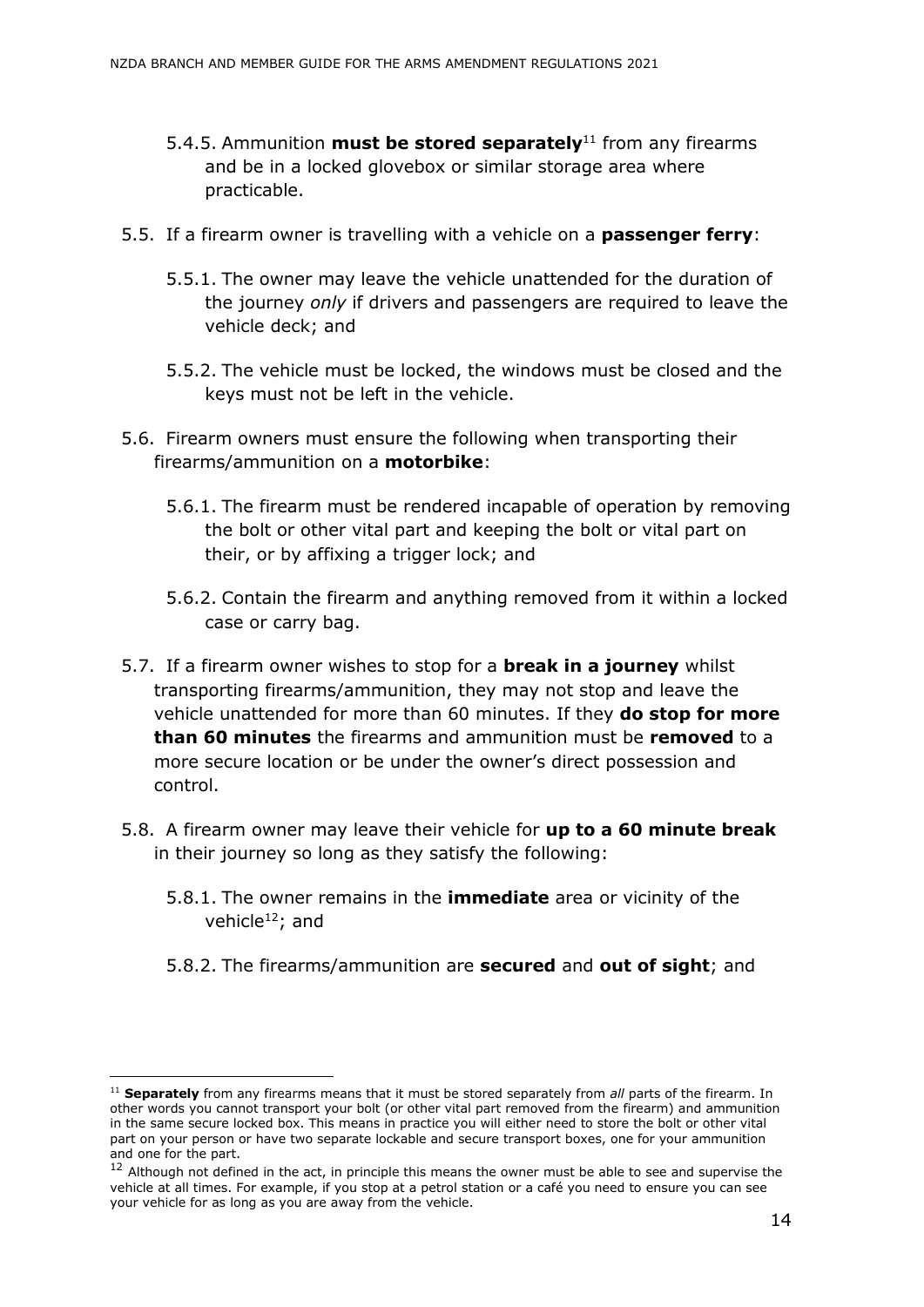5.4.5. Ammunition **must be stored separately**[11] from any firearms and be in a locked glovebox or similar storage area where practicable.

5.5. If a firearm owner is travelling with a vehicle on a **passenger ferry**:

5.5.1. The owner may leave the vehicle unattended for the duration of the journey *only* if drivers and passengers are required to leave the vehicle deck; and

5.5.2. The vehicle must be locked, the windows must be closed and the keys must not be left in the vehicle.

5.6. Firearm owners must ensure the following when transporting their firearms/ammunition on a **motorbike**:

5.6.1. The firearm must be rendered incapable of operation by removing the bolt or other vital part and keeping the bolt or vital part on their, or by affixing a trigger lock; and

5.6.2. Contain the firearm and anything removed from it within a locked case or carry bag.

5.7. If a firearm owner wishes to stop for a **break in a journey** whilst transporting firearms/ammunition, they may not stop and leave the vehicle unattended for more than 60 minutes. If they **do stop for more than 60 minutes** the firearms and ammunition must be **removed** to a more secure location or be under the owner's direct possession and control.

5.8. A firearm owner may leave their vehicle for **up to a 60 minute break** in their journey so long as they satisfy the following:

5.8.1. The owner remains in the **immediate** area or vicinity of the vehicle[12]; and

5.8.2. The firearms/ammunition are **secured** and **out of sight**; and

---

[11] **Separately** from any firearms means that it must be stored separately from *all* parts of the firearm. In other words you cannot transport your bolt (or other vital part removed from the firearm) and ammunition in the same secure locked box. This means in practice you will either need to store the bolt or other vital part on your person or have two separate lockable and secure transport boxes, one for your ammunition and one for the part.

[12] Although not defined in the act, in principle this means the owner must be able to see and supervise the vehicle at all times. For example, if you stop at a petrol station or a café you need to ensure you can see your vehicle for as long as you are away from the vehicle.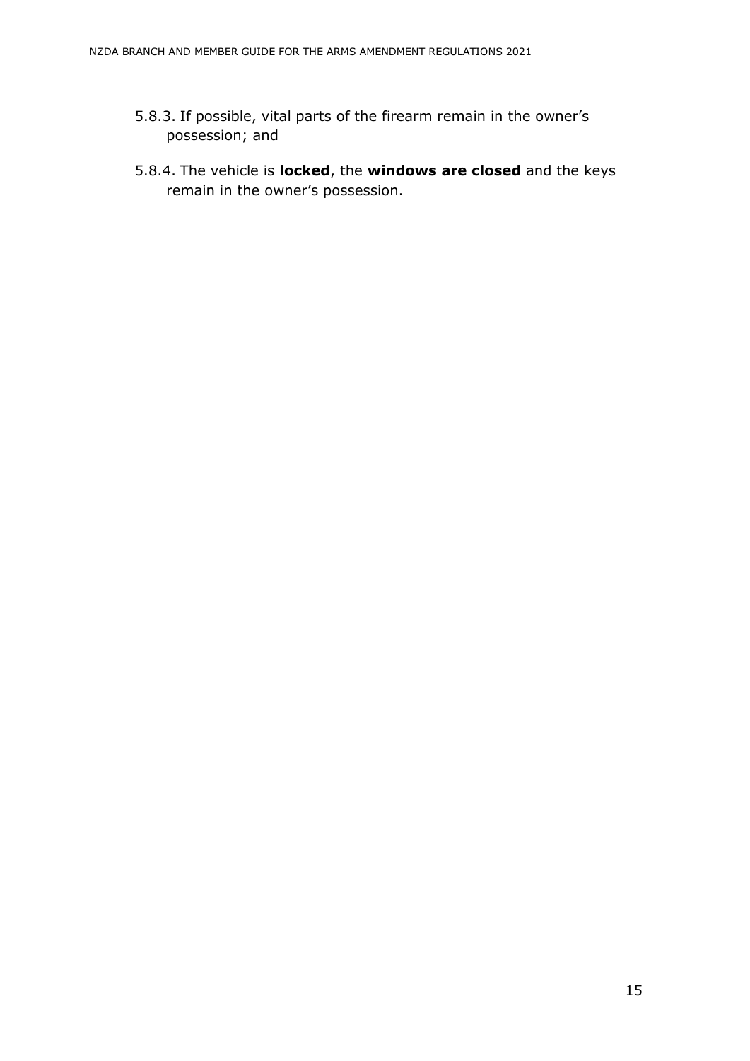5.8.3. If possible, vital parts of the firearm remain in the owner's possession; and

5.8.4. The vehicle is **locked**, the **windows are closed** and the keys remain in the owner's possession.